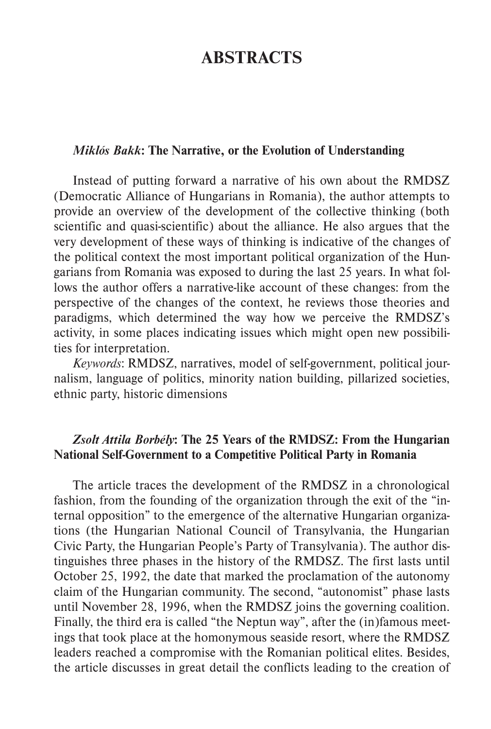# ABSTRACTS

*Miklós Bakk*: **The Narrative, or the Evolution of Understanding**

Instead of putting forward a narrative of his own about the RMDSZ (Democratic Alliance of Hungarians in Romania), the author attempts to provide an overview of the development of the collective thinking (both scientific and quasi-scientific) about the alliance. He also argues that the very development of these ways of thinking is indicative of the changes of the political context the most important political organization of the Hungarians from Romania was exposed to during the last 25 years. In what follows the author offers a narrative-like account of these changes: from the perspective of the changes of the context, he reviews those theories and paradigms, which determined the way how we perceive the RMDSZ's activity, in some places indicating issues which might open new possibilities for interpretation.

*Keywords*: RMDSZ, narratives, model of self-government, political journalism, language of politics, minority nation building, pillarized societies, ethnic party, historic dimensions

*Zsolt Attila Borbély*: **The 25 Years of the RMDSZ: From the Hungarian National Self-Government to a Competitive Political Party in Romania**

The article traces the development of the RMDSZ in a chronological fashion, from the founding of the organization through the exit of the "internal opposition" to the emergence of the alternative Hungarian organizations (the Hungarian National Council of Transylvania, the Hungarian Civic Party, the Hungarian People's Party of Transylvania). The author distinguishes three phases in the history of the RMDSZ. The first lasts until October 25, 1992, the date that marked the proclamation of the autonomy claim of the Hungarian community. The second, "autonomist" phase lasts until November 28, 1996, when the RMDSZ joins the governing coalition. Finally, the third era is called "the Neptun way", after the (in)famous meetings that took place at the homonymous seaside resort, where the RMDSZ leaders reached a compromise with the Romanian political elites. Besides, the article discusses in great detail the conflicts leading to the creation of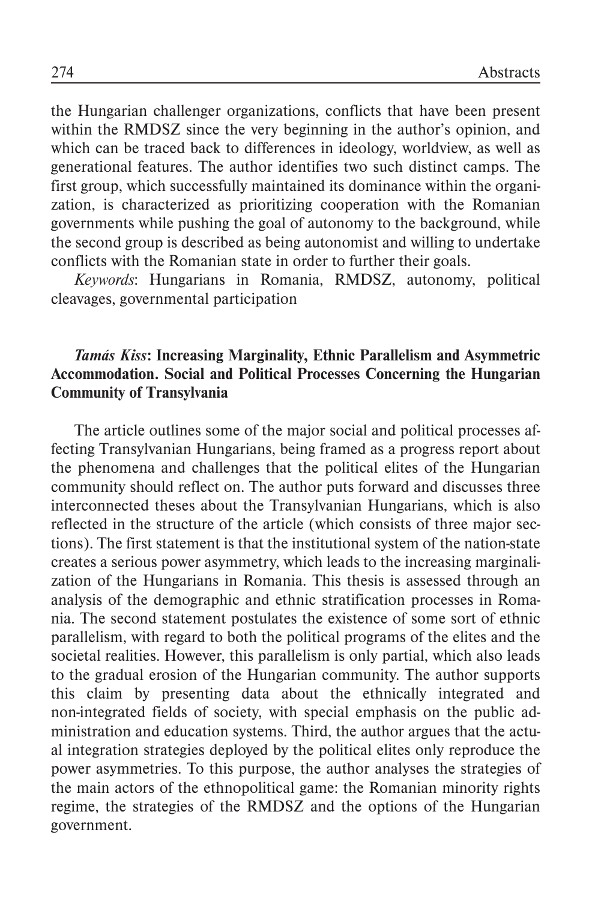the Hungarian challenger organizations, conflicts that have been present within the RMDSZ since the very beginning in the author's opinion, and which can be traced back to differences in ideology, worldview, as well as generational features. The author identifies two such distinct camps. The first group, which successfully maintained its dominance within the organization, is characterized as prioritizing cooperation with the Romanian governments while pushing the goal of autonomy to the background, while the second group is described as being autonomist and willing to undertake conflicts with the Romanian state in order to further their goals.

*Keywords*: Hungarians in Romania, RMDSZ, autonomy, political cleavages, governmental participation

### ***Tamás Kiss*: Increasing Marginality, Ethnic Parallelism and Asymmetric Accommodation. Social and Political Processes Concerning the Hungarian Community of Transylvania**

The article outlines some of the major social and political processes affecting Transylvanian Hungarians, being framed as a progress report about the phenomena and challenges that the political elites of the Hungarian community should reflect on. The author puts forward and discusses three interconnected theses about the Transylvanian Hungarians, which is also reflected in the structure of the article (which consists of three major sections). The first statement is that the institutional system of the nation-state creates a serious power asymmetry, which leads to the increasing marginalization of the Hungarians in Romania. This thesis is assessed through an analysis of the demographic and ethnic stratification processes in Romania. The second statement postulates the existence of some sort of ethnic parallelism, with regard to both the political programs of the elites and the societal realities. However, this parallelism is only partial, which also leads to the gradual erosion of the Hungarian community. The author supports this claim by presenting data about the ethnically integrated and non-integrated fields of society, with special emphasis on the public administration and education systems. Third, the author argues that the actual integration strategies deployed by the political elites only reproduce the power asymmetries. To this purpose, the author analyses the strategies of the main actors of the ethnopolitical game: the Romanian minority rights regime, the strategies of the RMDSZ and the options of the Hungarian government.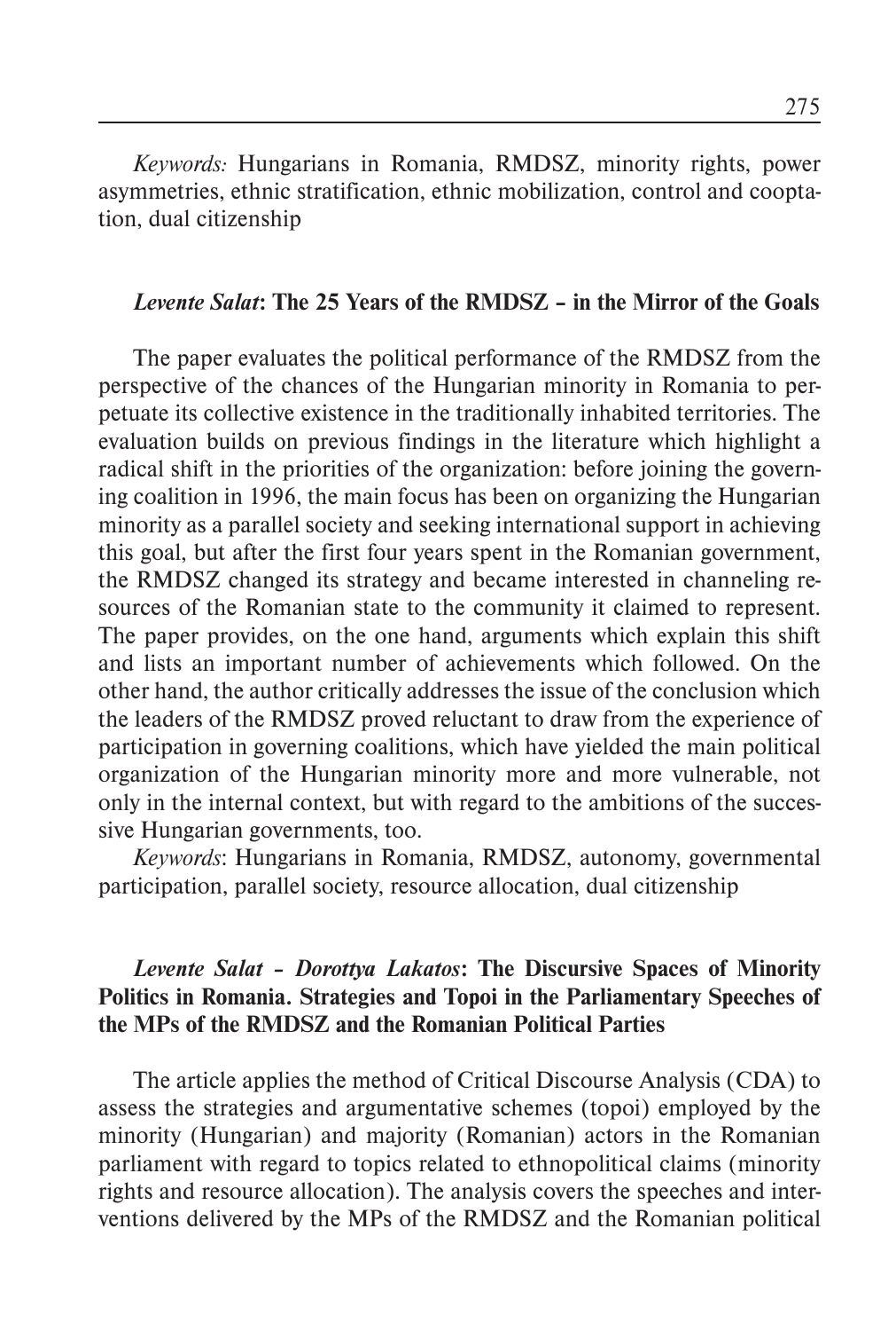*Keywords:* Hungarians in Romania, RMDSZ, minority rights, power asymmetries, ethnic stratification, ethnic mobilization, control and cooptation, dual citizenship

***Levente Salat*: The 25 Years of the RMDSZ – in the Mirror of the Goals**

The paper evaluates the political performance of the RMDSZ from the perspective of the chances of the Hungarian minority in Romania to perpetuate its collective existence in the traditionally inhabited territories. The evaluation builds on previous findings in the literature which highlight a radical shift in the priorities of the organization: before joining the governing coalition in 1996, the main focus has been on organizing the Hungarian minority as a parallel society and seeking international support in achieving this goal, but after the first four years spent in the Romanian government, the RMDSZ changed its strategy and became interested in channeling resources of the Romanian state to the community it claimed to represent. The paper provides, on the one hand, arguments which explain this shift and lists an important number of achievements which followed. On the other hand, the author critically addresses the issue of the conclusion which the leaders of the RMDSZ proved reluctant to draw from the experience of participation in governing coalitions, which have yielded the main political organization of the Hungarian minority more and more vulnerable, not only in the internal context, but with regard to the ambitions of the successive Hungarian governments, too.

*Keywords*: Hungarians in Romania, RMDSZ, autonomy, governmental participation, parallel society, resource allocation, dual citizenship

***Levente Salat – Dorottya Lakatos*: The Discursive Spaces of Minority Politics in Romania. Strategies and Topoi in the Parliamentary Speeches of the MPs of the RMDSZ and the Romanian Political Parties**

The article applies the method of Critical Discourse Analysis (CDA) to assess the strategies and argumentative schemes (topoi) employed by the minority (Hungarian) and majority (Romanian) actors in the Romanian parliament with regard to topics related to ethnopolitical claims (minority rights and resource allocation). The analysis covers the speeches and interventions delivered by the MPs of the RMDSZ and the Romanian political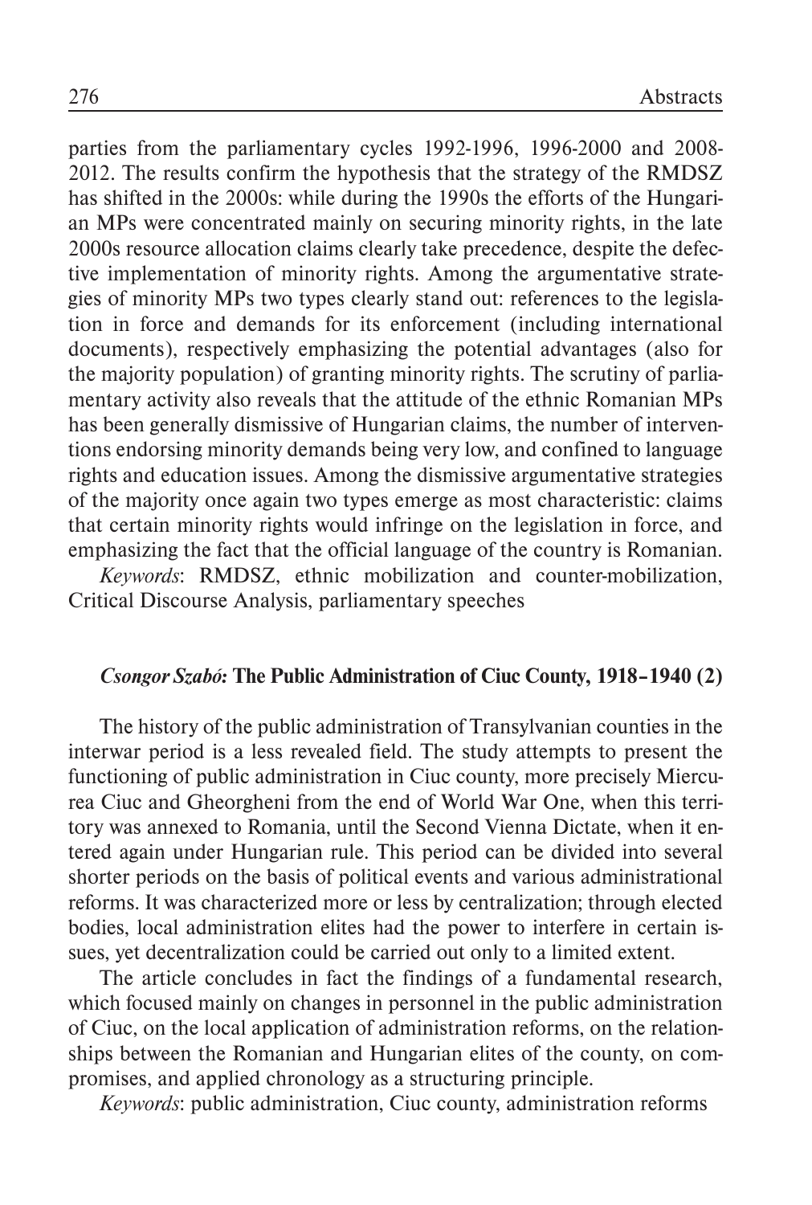parties from the parliamentary cycles 1992-1996, 1996-2000 and 2008-2012. The results confirm the hypothesis that the strategy of the RMDSZ has shifted in the 2000s: while during the 1990s the efforts of the Hungarian MPs were concentrated mainly on securing minority rights, in the late 2000s resource allocation claims clearly take precedence, despite the defective implementation of minority rights. Among the argumentative strategies of minority MPs two types clearly stand out: references to the legislation in force and demands for its enforcement (including international documents), respectively emphasizing the potential advantages (also for the majority population) of granting minority rights. The scrutiny of parliamentary activity also reveals that the attitude of the ethnic Romanian MPs has been generally dismissive of Hungarian claims, the number of interventions endorsing minority demands being very low, and confined to language rights and education issues. Among the dismissive argumentative strategies of the majority once again two types emerge as most characteristic: claims that certain minority rights would infringe on the legislation in force, and emphasizing the fact that the official language of the country is Romanian.

*Keywords*: RMDSZ, ethnic mobilization and counter-mobilization, Critical Discourse Analysis, parliamentary speeches

### *Csongor Szabó*: **The Public Administration of Ciuc County, 1918–1940 (2)**

The history of the public administration of Transylvanian counties in the interwar period is a less revealed field. The study attempts to present the functioning of public administration in Ciuc county, more precisely Miercurea Ciuc and Gheorgheni from the end of World War One, when this territory was annexed to Romania, until the Second Vienna Dictate, when it entered again under Hungarian rule. This period can be divided into several shorter periods on the basis of political events and various administrational reforms. It was characterized more or less by centralization; through elected bodies, local administration elites had the power to interfere in certain issues, yet decentralization could be carried out only to a limited extent.

The article concludes in fact the findings of a fundamental research, which focused mainly on changes in personnel in the public administration of Ciuc, on the local application of administration reforms, on the relationships between the Romanian and Hungarian elites of the county, on compromises, and applied chronology as a structuring principle.

*Keywords*: public administration, Ciuc county, administration reforms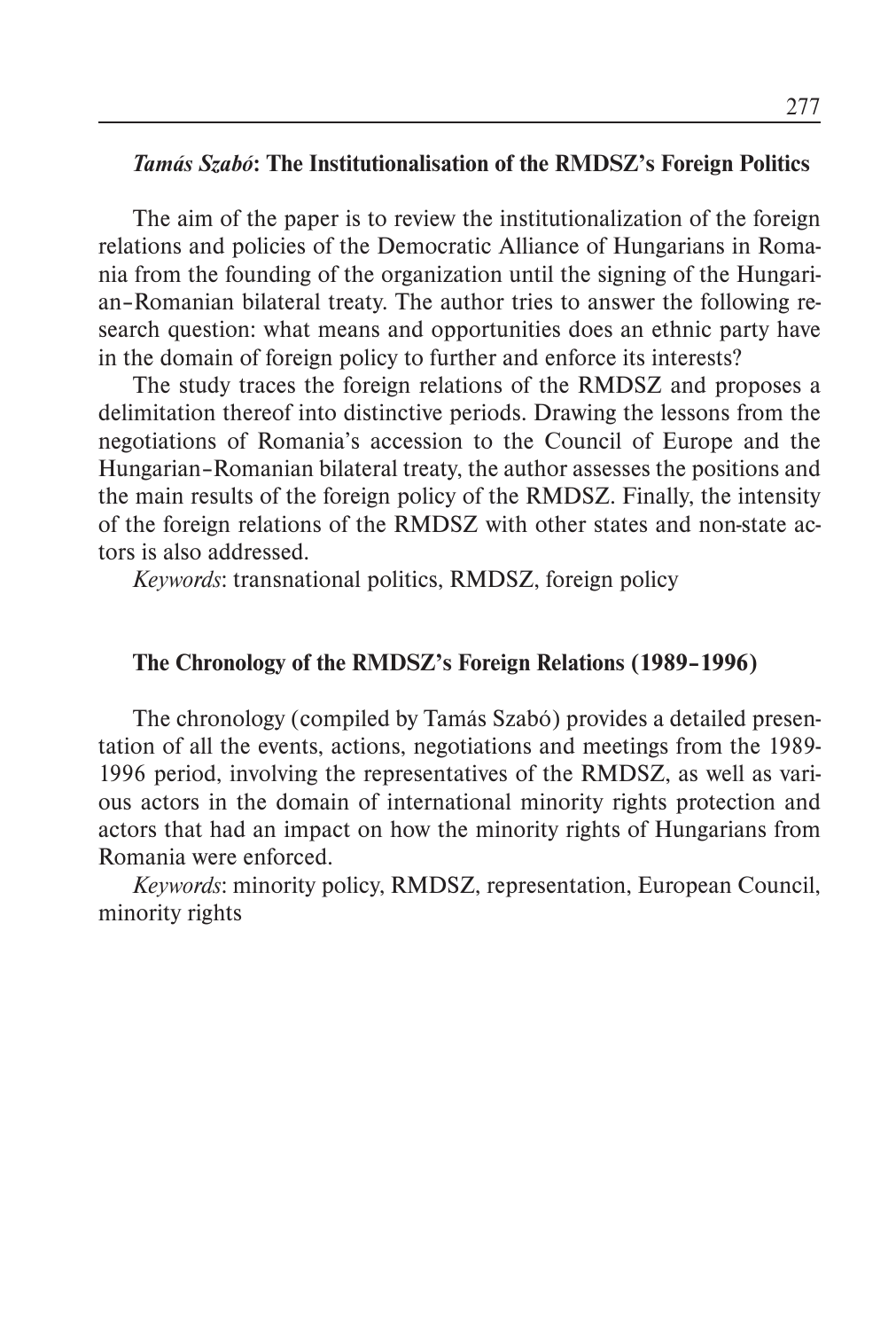### *Tamás Szabó*: The Institutionalisation of the RMDSZ's Foreign Politics

The aim of the paper is to review the institutionalization of the foreign relations and policies of the Democratic Alliance of Hungarians in Romania from the founding of the organization until the signing of the Hungarian–Romanian bilateral treaty. The author tries to answer the following research question: what means and opportunities does an ethnic party have in the domain of foreign policy to further and enforce its interests?

The study traces the foreign relations of the RMDSZ and proposes a delimitation thereof into distinctive periods. Drawing the lessons from the negotiations of Romania's accession to the Council of Europe and the Hungarian–Romanian bilateral treaty, the author assesses the positions and the main results of the foreign policy of the RMDSZ. Finally, the intensity of the foreign relations of the RMDSZ with other states and non-state actors is also addressed.

*Keywords*: transnational politics, RMDSZ, foreign policy

### The Chronology of the RMDSZ's Foreign Relations (1989–1996)

The chronology (compiled by Tamás Szabó) provides a detailed presentation of all the events, actions, negotiations and meetings from the 1989-1996 period, involving the representatives of the RMDSZ, as well as various actors in the domain of international minority rights protection and actors that had an impact on how the minority rights of Hungarians from Romania were enforced.

*Keywords*: minority policy, RMDSZ, representation, European Council, minority rights